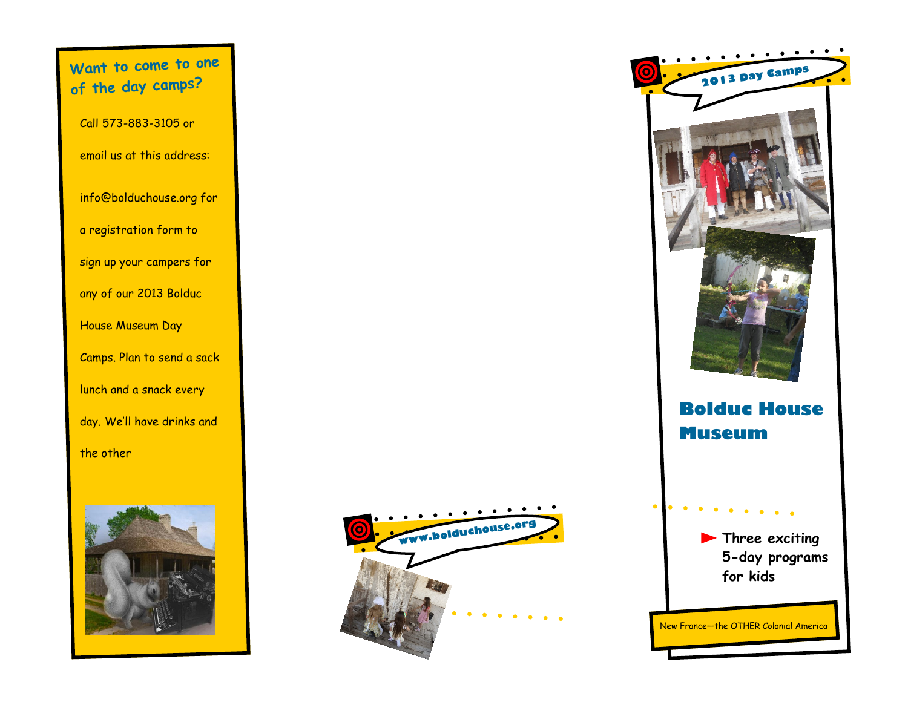## Want to come to one of the day camps?

Call 573-883-3105 or email us at this address:

info@bolduchouse.org for a registration form to sign up your campers for any of our 2013 Bolduc House Museum Day Camps. Plan to send a sack lunch and a snack every day. We'll have drinks and the other

www.bolduchouse.org

2013 Day Camps

# Bolduc House Museum

- Three exciting 5-day programs for kids

New France—the OTHER Colonial America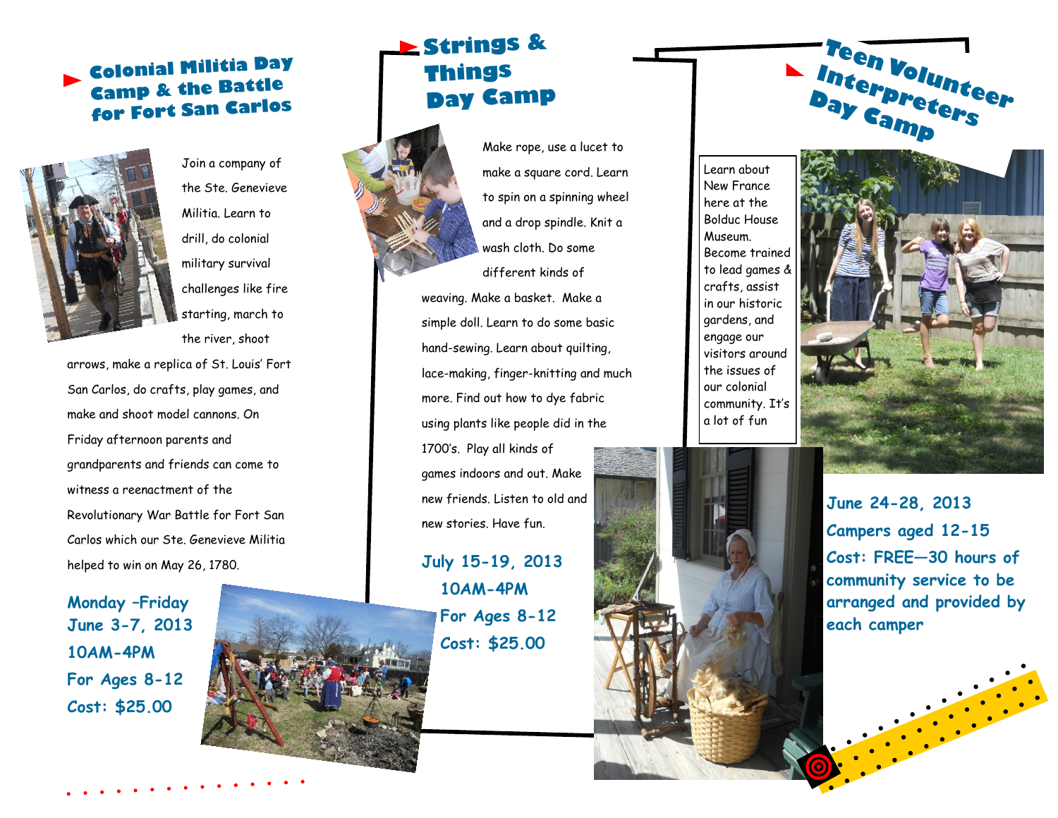## Colonial Militia Day Camp & the Battle for Fort San Carlos

Join a company of the Ste. Genevieve Militia. Learn to drill, do colonial military survival challenges like fire starting, march to the river, shoot arrows, make a replica of St. Louis' Fort San Carlos, do crafts, play games, and make and shoot model cannons. On Friday afternoon parents and grandparents and friends can come to witness a reenactment of the Revolutionary War Battle for Fort San Carlos which our Ste. Genevieve Militia helped to win on May 26, 1780.

**Monday –Friday**
**June 3-7, 2013**
**10AM-4PM**
**For Ages 8-12**
**Cost: $25.00**

## Strings & Things Day Camp

Make rope, use a lucet to make a square cord. Learn to spin on a spinning wheel and a drop spindle. Knit a wash cloth. Do some different kinds of weaving. Make a basket. Make a simple doll. Learn to do some basic hand-sewing. Learn about quilting, lace-making, finger-knitting and much more. Find out how to dye fabric using plants like people did in the 1700's. Play all kinds of games indoors and out. Make new friends. Listen to old and new stories. Have fun.

**July 15-19, 2013**
**10AM-4PM**
**For Ages 8-12**
**Cost: $25.00**

## Teen Volunteer Interpreters Day Camp

Learn about New France here at the Bolduc House Museum. Become trained to lead games & crafts, assist in our historic gardens, and engage our visitors around the issues of our colonial community. It's a lot of fun

**June 24-28, 2013**
**Campers aged 12-15**
**Cost: FREE—30 hours of community service to be arranged and provided by each camper**